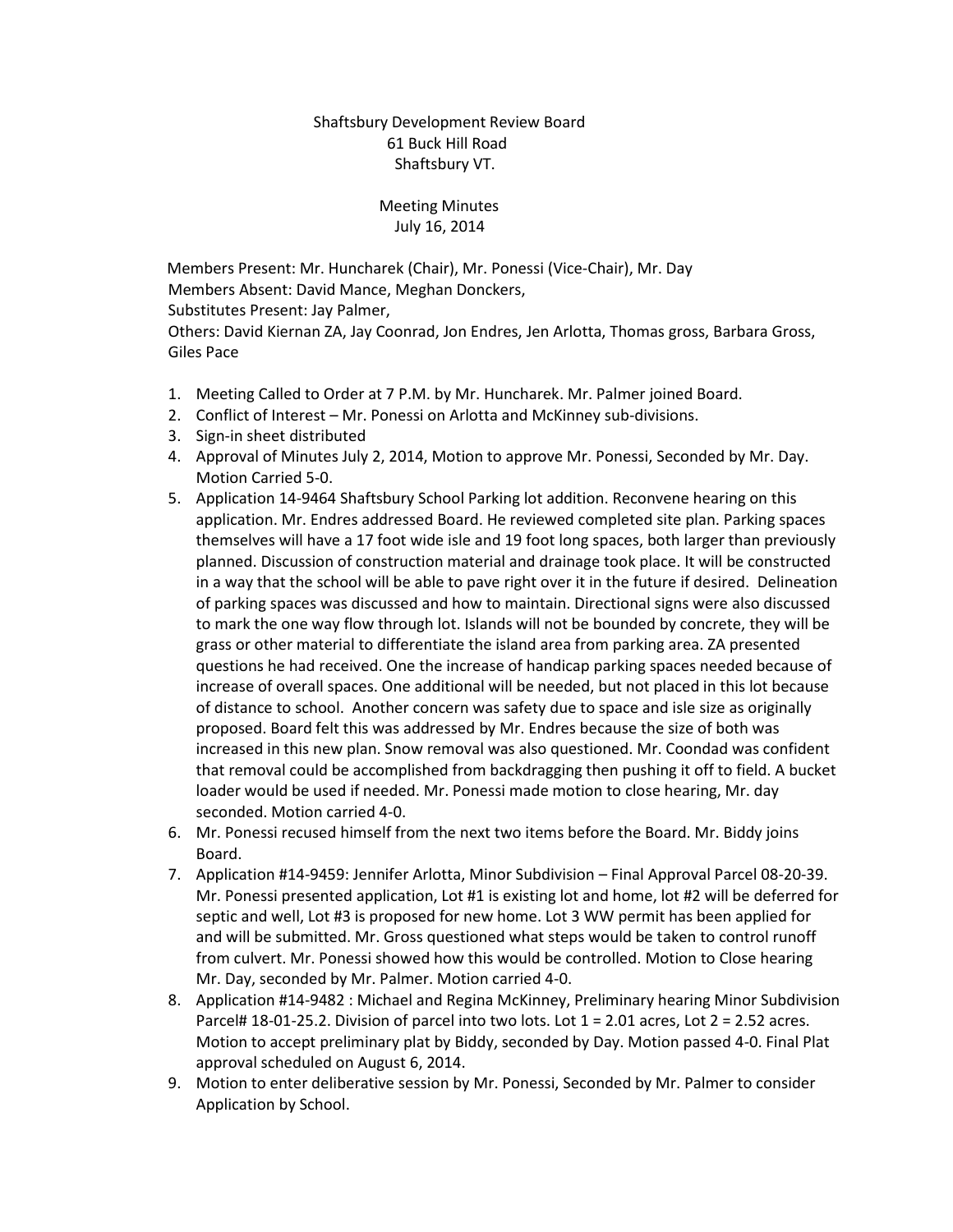Shaftsbury Development Review Board
61 Buck Hill Road
Shaftsbury VT.

Meeting Minutes
July 16, 2014

Members Present: Mr. Huncharek (Chair), Mr. Ponessi (Vice-Chair), Mr. Day
Members Absent: David Mance, Meghan Donckers,
Substitutes Present: Jay Palmer,
Others: David Kiernan ZA, Jay Coonrad, Jon Endres, Jen Arlotta, Thomas gross, Barbara Gross, Giles Pace

1. Meeting Called to Order at 7 P.M. by Mr. Huncharek. Mr. Palmer joined Board.
2. Conflict of Interest – Mr. Ponessi on Arlotta and McKinney sub-divisions.
3. Sign-in sheet distributed
4. Approval of Minutes July 2, 2014, Motion to approve Mr. Ponessi, Seconded by Mr. Day. Motion Carried 5-0.
5. Application 14-9464 Shaftsbury School Parking lot addition. Reconvene hearing on this application. Mr. Endres addressed Board. He reviewed completed site plan. Parking spaces themselves will have a 17 foot wide isle and 19 foot long spaces, both larger than previously planned. Discussion of construction material and drainage took place. It will be constructed in a way that the school will be able to pave right over it in the future if desired. Delineation of parking spaces was discussed and how to maintain. Directional signs were also discussed to mark the one way flow through lot. Islands will not be bounded by concrete, they will be grass or other material to differentiate the island area from parking area. ZA presented questions he had received. One the increase of handicap parking spaces needed because of increase of overall spaces. One additional will be needed, but not placed in this lot because of distance to school. Another concern was safety due to space and isle size as originally proposed. Board felt this was addressed by Mr. Endres because the size of both was increased in this new plan. Snow removal was also questioned. Mr. Coondad was confident that removal could be accomplished from backdragging then pushing it off to field. A bucket loader would be used if needed. Mr. Ponessi made motion to close hearing, Mr. day seconded. Motion carried 4-0.
6. Mr. Ponessi recused himself from the next two items before the Board. Mr. Biddy joins Board.
7. Application #14-9459: Jennifer Arlotta, Minor Subdivision – Final Approval Parcel 08-20-39. Mr. Ponessi presented application, Lot #1 is existing lot and home, lot #2 will be deferred for septic and well, Lot #3 is proposed for new home. Lot 3 WW permit has been applied for and will be submitted. Mr. Gross questioned what steps would be taken to control runoff from culvert. Mr. Ponessi showed how this would be controlled. Motion to Close hearing Mr. Day, seconded by Mr. Palmer. Motion carried 4-0.
8. Application #14-9482 : Michael and Regina McKinney, Preliminary hearing Minor Subdivision Parcel# 18-01-25.2. Division of parcel into two lots. Lot 1 = 2.01 acres, Lot 2 = 2.52 acres. Motion to accept preliminary plat by Biddy, seconded by Day. Motion passed 4-0. Final Plat approval scheduled on August 6, 2014.
9. Motion to enter deliberative session by Mr. Ponessi, Seconded by Mr. Palmer to consider Application by School.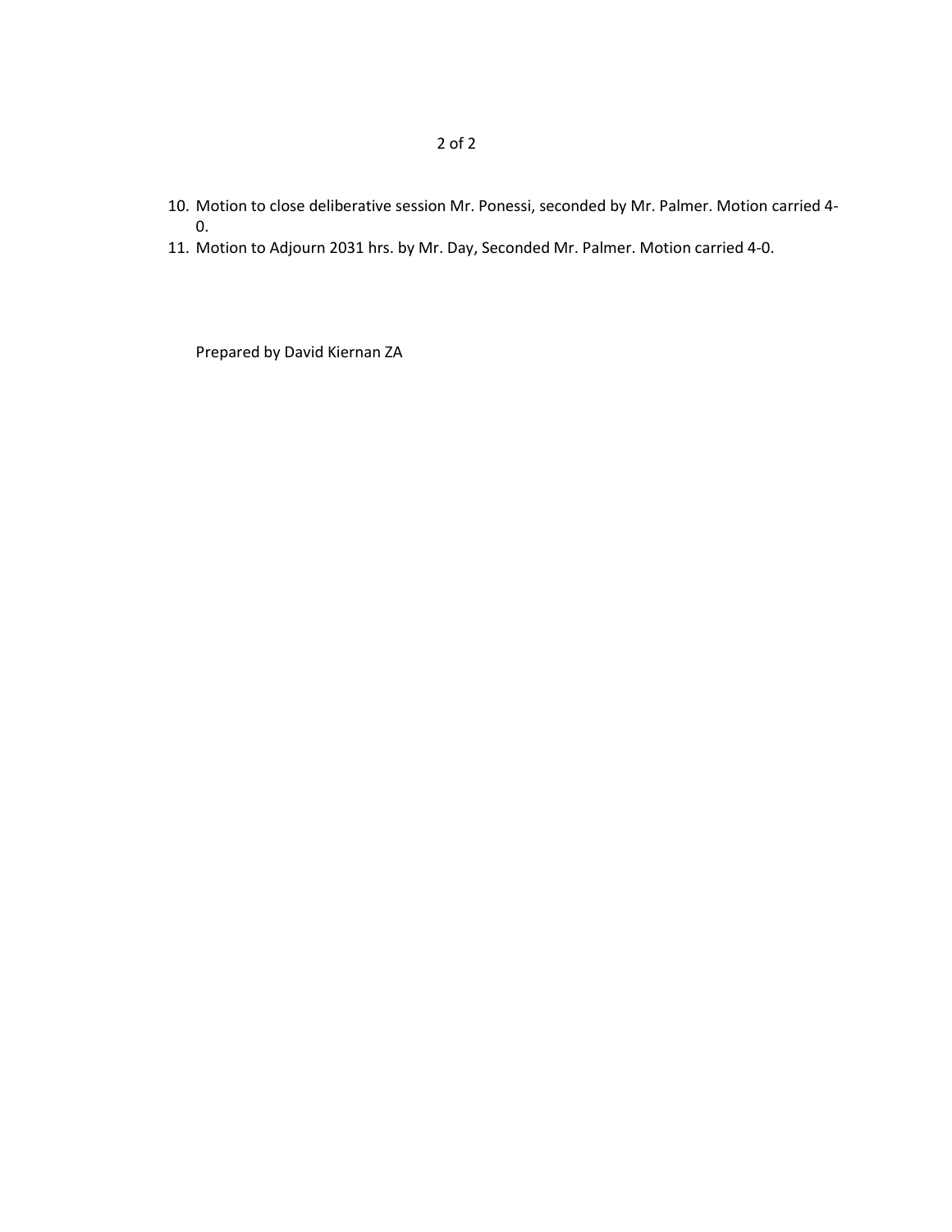10. Motion to close deliberative session Mr. Ponessi, seconded by Mr. Palmer. Motion carried 4-0.
11. Motion to Adjourn 2031 hrs. by Mr. Day, Seconded Mr. Palmer. Motion carried 4-0.

Prepared by David Kiernan ZA